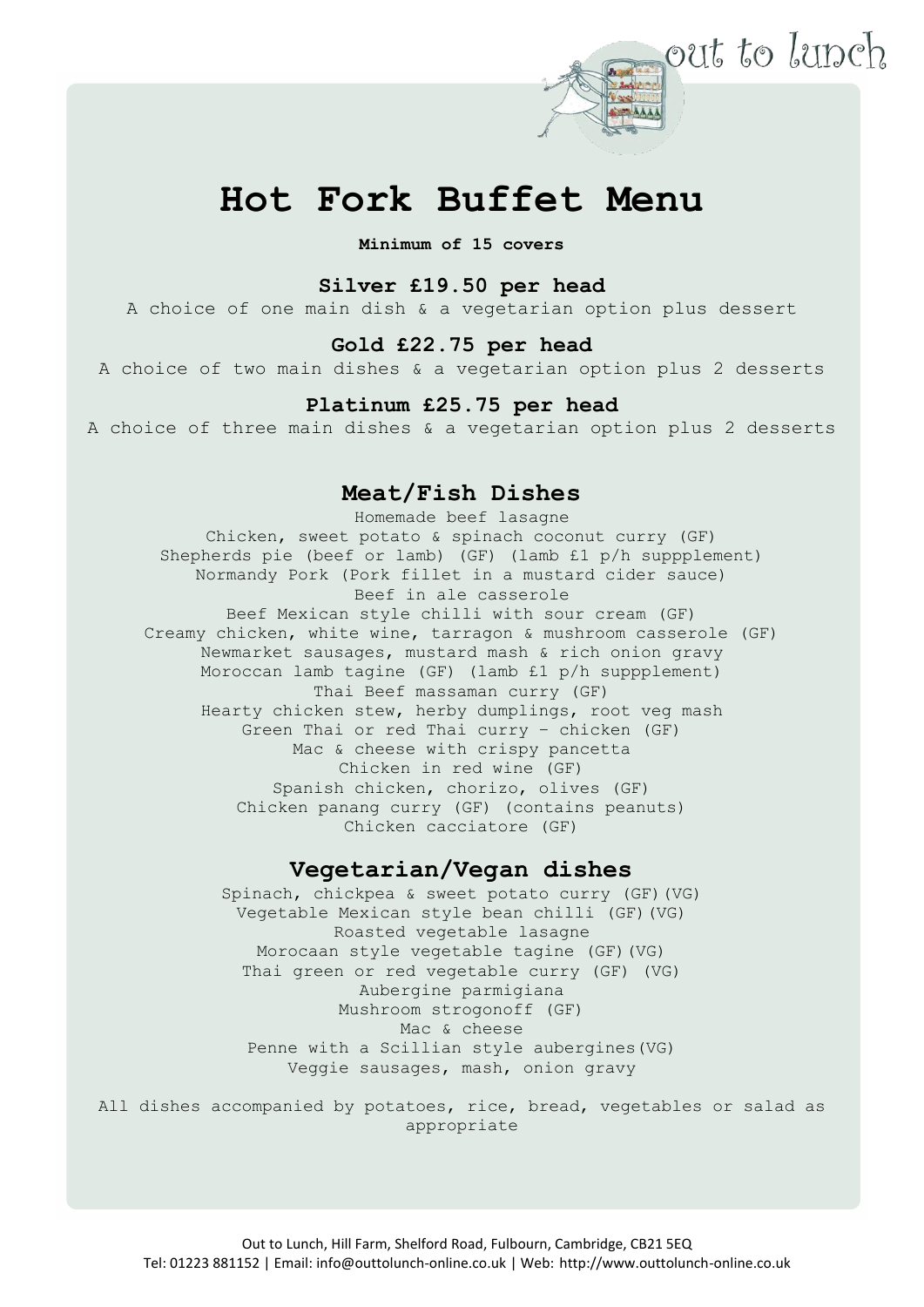out to lunch

# Hot Fork Buffet Menu

**Minimum of 15 covers**

### Silver £19.50 per head

A choice of one main dish & a vegetarian option plus dessert

### Gold £22.75 per head

A choice of two main dishes & a vegetarian option plus 2 desserts

### Platinum £25.75 per head

A choice of three main dishes & a vegetarian option plus 2 desserts

## Meat/Fish Dishes

Homemade beef lasagne
Chicken, sweet potato & spinach coconut curry (GF)
Shepherds pie (beef or lamb) (GF) (lamb £1 p/h suppplement)
Normandy Pork (Pork fillet in a mustard cider sauce)
Beef in ale casserole
Beef Mexican style chilli with sour cream (GF)
Creamy chicken, white wine, tarragon & mushroom casserole (GF)
Newmarket sausages, mustard mash & rich onion gravy
Moroccan lamb tagine (GF) (lamb £1 p/h suppplement)
Thai Beef massaman curry (GF)
Hearty chicken stew, herby dumplings, root veg mash
Green Thai or red Thai curry – chicken (GF)
Mac & cheese with crispy pancetta
Chicken in red wine (GF)
Spanish chicken, chorizo, olives (GF)
Chicken panang curry (GF) (contains peanuts)
Chicken cacciatore (GF)

## Vegetarian/Vegan dishes

Spinach, chickpea & sweet potato curry (GF)(VG)
Vegetable Mexican style bean chilli (GF)(VG)
Roasted vegetable lasagne
Morocaan style vegetable tagine (GF)(VG)
Thai green or red vegetable curry (GF) (VG)
Aubergine parmigiana
Mushroom strogonoff (GF)
Mac & cheese
Penne with a Scillian style aubergines(VG)
Veggie sausages, mash, onion gravy

All dishes accompanied by potatoes, rice, bread, vegetables or salad as appropriate

Out to Lunch, Hill Farm, Shelford Road, Fulbourn, Cambridge, CB21 5EQ
Tel: 01223 881152 | Email: info@outtolunch-online.co.uk | Web: http://www.outtolunch-online.co.uk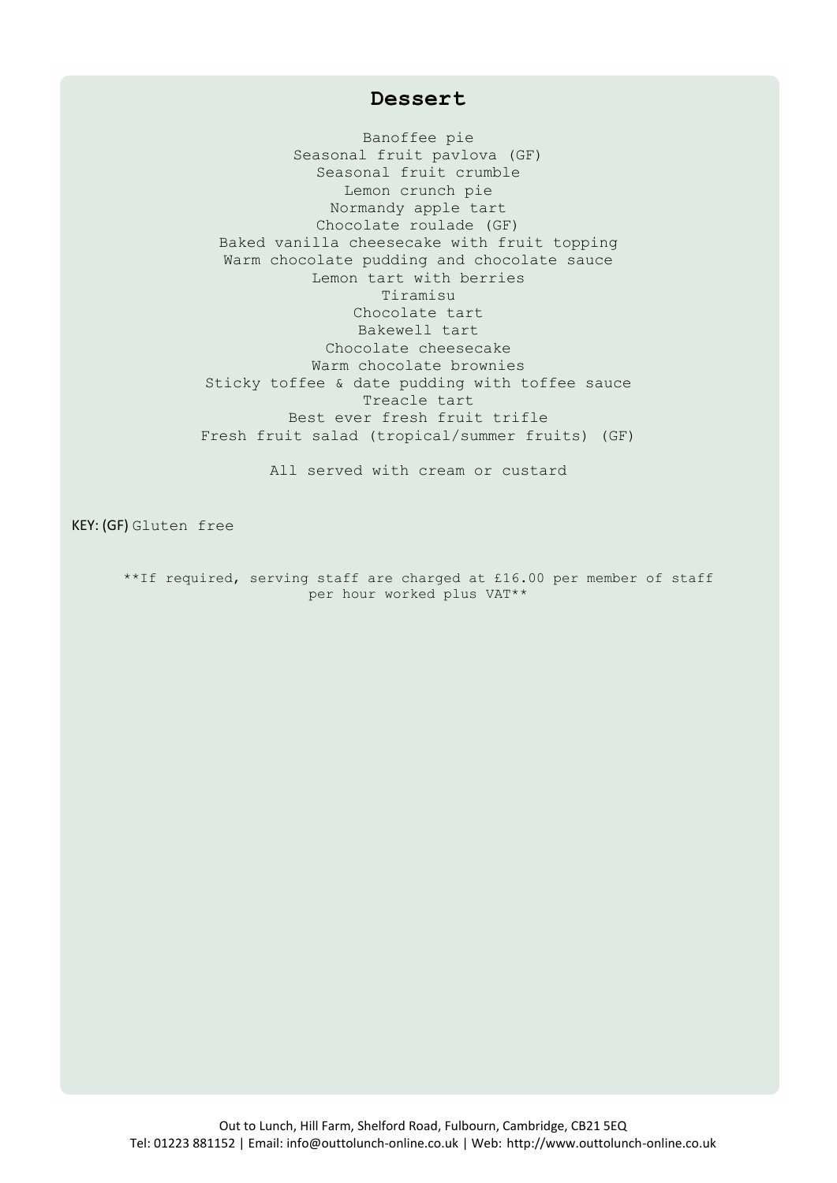## Dessert

Banoffee pie
Seasonal fruit pavlova (GF)
Seasonal fruit crumble
Lemon crunch pie
Normandy apple tart
Chocolate roulade (GF)
Baked vanilla cheesecake with fruit topping
Warm chocolate pudding and chocolate sauce
Lemon tart with berries
Tiramisu
Chocolate tart
Bakewell tart
Chocolate cheesecake
Warm chocolate brownies
Sticky toffee & date pudding with toffee sauce
Treacle tart
Best ever fresh fruit trifle
Fresh fruit salad (tropical/summer fruits) (GF)

All served with cream or custard

KEY: (GF) Gluten free

**If required, serving staff are charged at £16.00 per member of staff per hour worked plus VAT**

Out to Lunch, Hill Farm, Shelford Road, Fulbourn, Cambridge, CB21 5EQ
Tel: 01223 881152 | Email: info@outtolunch-online.co.uk | Web: http://www.outtolunch-online.co.uk